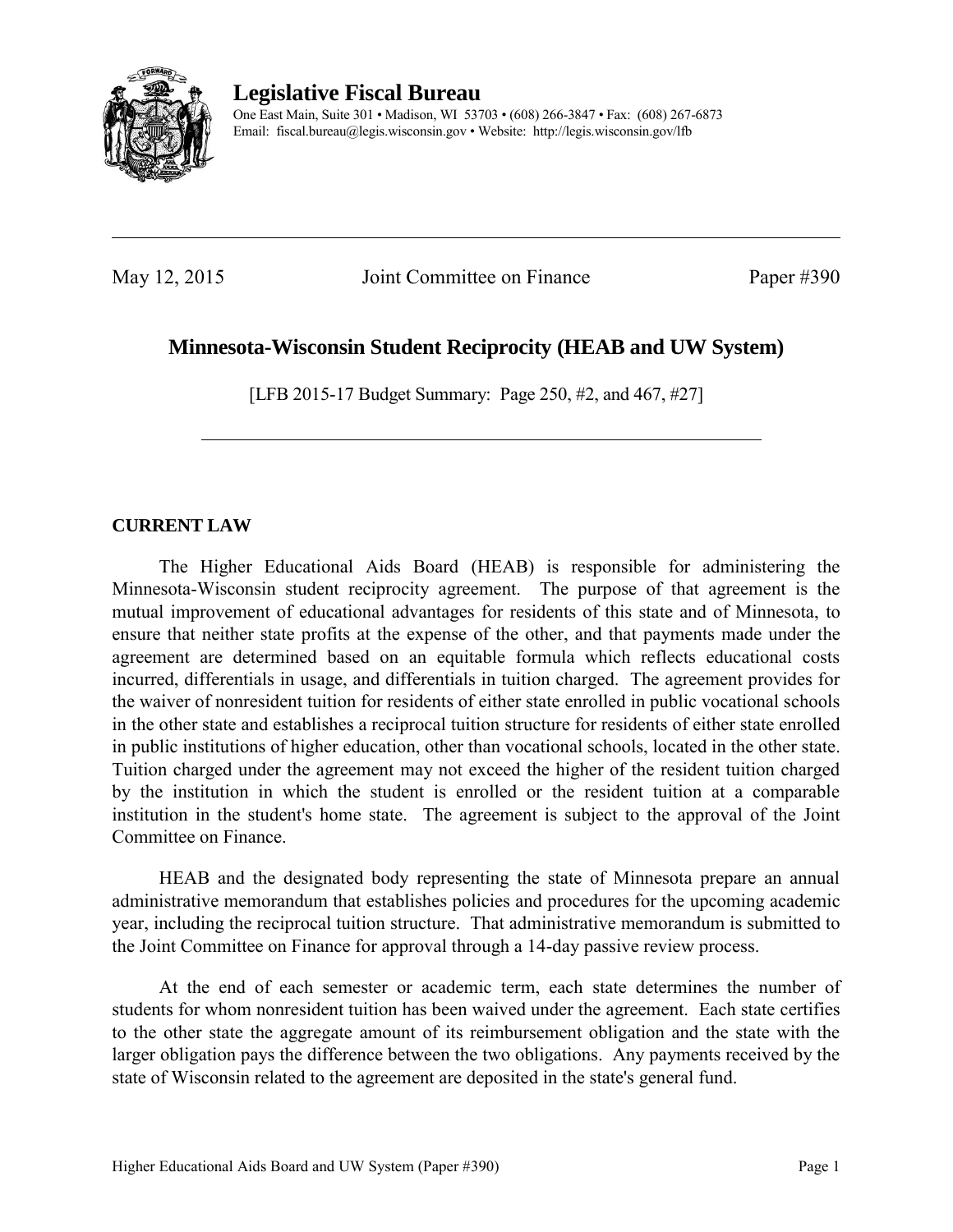# Legislative Fiscal Bureau

One East Main, Suite 301 • Madison, WI 53703 • (608) 266-3847 • Fax: (608) 267-6873
Email: fiscal.bureau@legis.wisconsin.gov • Website: http://legis.wisconsin.gov/lfb

---

May 12, 2015 Joint Committee on Finance Paper #390

## Minnesota-Wisconsin Student Reciprocity (HEAB and UW System)

[LFB 2015-17 Budget Summary: Page 250, #2, and 467, #27]

---

### CURRENT LAW

The Higher Educational Aids Board (HEAB) is responsible for administering the Minnesota-Wisconsin student reciprocity agreement. The purpose of that agreement is the mutual improvement of educational advantages for residents of this state and of Minnesota, to ensure that neither state profits at the expense of the other, and that payments made under the agreement are determined based on an equitable formula which reflects educational costs incurred, differentials in usage, and differentials in tuition charged. The agreement provides for the waiver of nonresident tuition for residents of either state enrolled in public vocational schools in the other state and establishes a reciprocal tuition structure for residents of either state enrolled in public institutions of higher education, other than vocational schools, located in the other state. Tuition charged under the agreement may not exceed the higher of the resident tuition charged by the institution in which the student is enrolled or the resident tuition at a comparable institution in the student's home state. The agreement is subject to the approval of the Joint Committee on Finance.

HEAB and the designated body representing the state of Minnesota prepare an annual administrative memorandum that establishes policies and procedures for the upcoming academic year, including the reciprocal tuition structure. That administrative memorandum is submitted to the Joint Committee on Finance for approval through a 14-day passive review process.

At the end of each semester or academic term, each state determines the number of students for whom nonresident tuition has been waived under the agreement. Each state certifies to the other state the aggregate amount of its reimbursement obligation and the state with the larger obligation pays the difference between the two obligations. Any payments received by the state of Wisconsin related to the agreement are deposited in the state's general fund.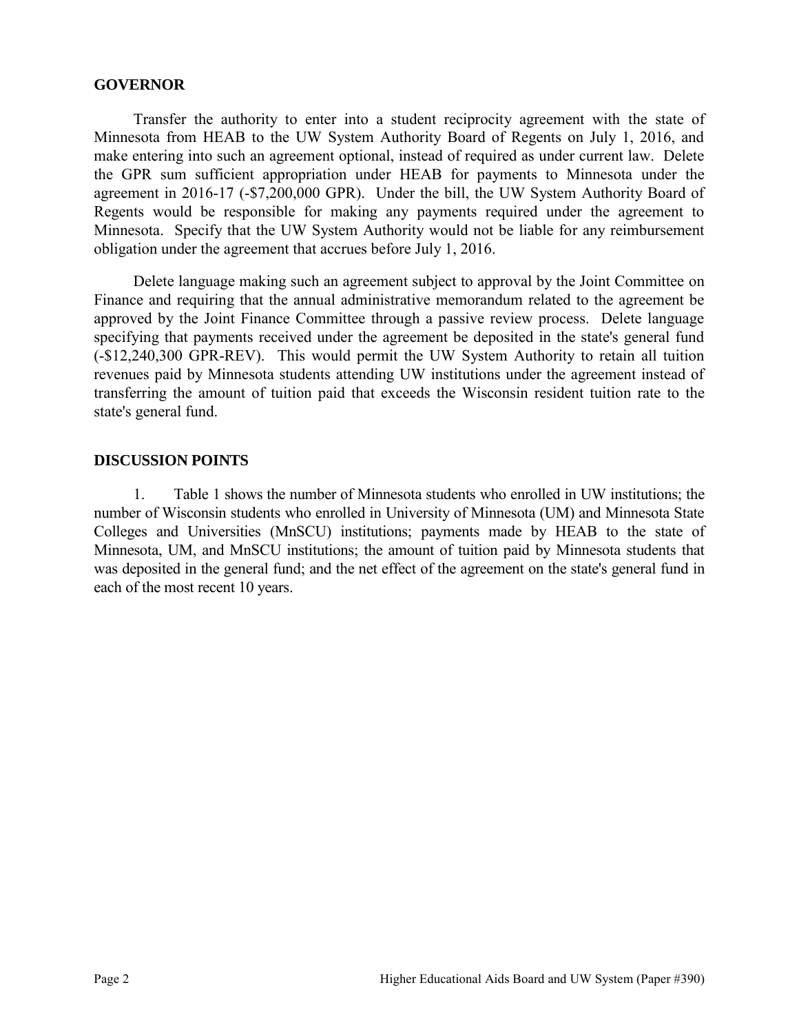## GOVERNOR

Transfer the authority to enter into a student reciprocity agreement with the state of Minnesota from HEAB to the UW System Authority Board of Regents on July 1, 2016, and make entering into such an agreement optional, instead of required as under current law. Delete the GPR sum sufficient appropriation under HEAB for payments to Minnesota under the agreement in 2016-17 (-$7,200,000 GPR). Under the bill, the UW System Authority Board of Regents would be responsible for making any payments required under the agreement to Minnesota. Specify that the UW System Authority would not be liable for any reimbursement obligation under the agreement that accrues before July 1, 2016.

Delete language making such an agreement subject to approval by the Joint Committee on Finance and requiring that the annual administrative memorandum related to the agreement be approved by the Joint Finance Committee through a passive review process. Delete language specifying that payments received under the agreement be deposited in the state's general fund (-$12,240,300 GPR-REV). This would permit the UW System Authority to retain all tuition revenues paid by Minnesota students attending UW institutions under the agreement instead of transferring the amount of tuition paid that exceeds the Wisconsin resident tuition rate to the state's general fund.

## DISCUSSION POINTS

1. Table 1 shows the number of Minnesota students who enrolled in UW institutions; the number of Wisconsin students who enrolled in University of Minnesota (UM) and Minnesota State Colleges and Universities (MnSCU) institutions; payments made by HEAB to the state of Minnesota, UM, and MnSCU institutions; the amount of tuition paid by Minnesota students that was deposited in the general fund; and the net effect of the agreement on the state's general fund in each of the most recent 10 years.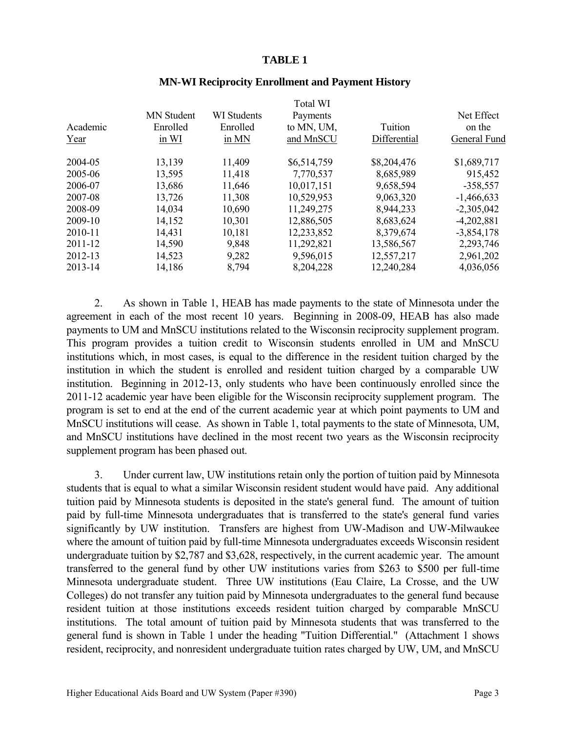**TABLE 1**

**MN-WI Reciprocity Enrollment and Payment History**

| Academic Year | MN Student Enrolled in WI | WI Students Enrolled in MN | Total WI Payments to MN, UM, and MnSCU | Tuition Differential | Net Effect on the General Fund |
|---|---|---|---|---|---|
| 2004-05 | 13,139 | 11,409 | $6,514,759 | $8,204,476 | $1,689,717 |
| 2005-06 | 13,595 | 11,418 | 7,770,537 | 8,685,989 | 915,452 |
| 2006-07 | 13,686 | 11,646 | 10,017,151 | 9,658,594 | -358,557 |
| 2007-08 | 13,726 | 11,308 | 10,529,953 | 9,063,320 | -1,466,633 |
| 2008-09 | 14,034 | 10,690 | 11,249,275 | 8,944,233 | -2,305,042 |
| 2009-10 | 14,152 | 10,301 | 12,886,505 | 8,683,624 | -4,202,881 |
| 2010-11 | 14,431 | 10,181 | 12,233,852 | 8,379,674 | -3,854,178 |
| 2011-12 | 14,590 | 9,848 | 11,292,821 | 13,586,567 | 2,293,746 |
| 2012-13 | 14,523 | 9,282 | 9,596,015 | 12,557,217 | 2,961,202 |
| 2013-14 | 14,186 | 8,794 | 8,204,228 | 12,240,284 | 4,036,056 |

2. As shown in Table 1, HEAB has made payments to the state of Minnesota under the agreement in each of the most recent 10 years. Beginning in 2008-09, HEAB has also made payments to UM and MnSCU institutions related to the Wisconsin reciprocity supplement program. This program provides a tuition credit to Wisconsin students enrolled in UM and MnSCU institutions which, in most cases, is equal to the difference in the resident tuition charged by the institution in which the student is enrolled and resident tuition charged by a comparable UW institution. Beginning in 2012-13, only students who have been continuously enrolled since the 2011-12 academic year have been eligible for the Wisconsin reciprocity supplement program. The program is set to end at the end of the current academic year at which point payments to UM and MnSCU institutions will cease. As shown in Table 1, total payments to the state of Minnesota, UM, and MnSCU institutions have declined in the most recent two years as the Wisconsin reciprocity supplement program has been phased out.

3. Under current law, UW institutions retain only the portion of tuition paid by Minnesota students that is equal to what a similar Wisconsin resident student would have paid. Any additional tuition paid by Minnesota students is deposited in the state's general fund. The amount of tuition paid by full-time Minnesota undergraduates that is transferred to the state's general fund varies significantly by UW institution. Transfers are highest from UW-Madison and UW-Milwaukee where the amount of tuition paid by full-time Minnesota undergraduates exceeds Wisconsin resident undergraduate tuition by $2,787 and $3,628, respectively, in the current academic year. The amount transferred to the general fund by other UW institutions varies from $263 to $500 per full-time Minnesota undergraduate student. Three UW institutions (Eau Claire, La Crosse, and the UW Colleges) do not transfer any tuition paid by Minnesota undergraduates to the general fund because resident tuition at those institutions exceeds resident tuition charged by comparable MnSCU institutions. The total amount of tuition paid by Minnesota students that was transferred to the general fund is shown in Table 1 under the heading "Tuition Differential." (Attachment 1 shows resident, reciprocity, and nonresident undergraduate tuition rates charged by UW, UM, and MnSCU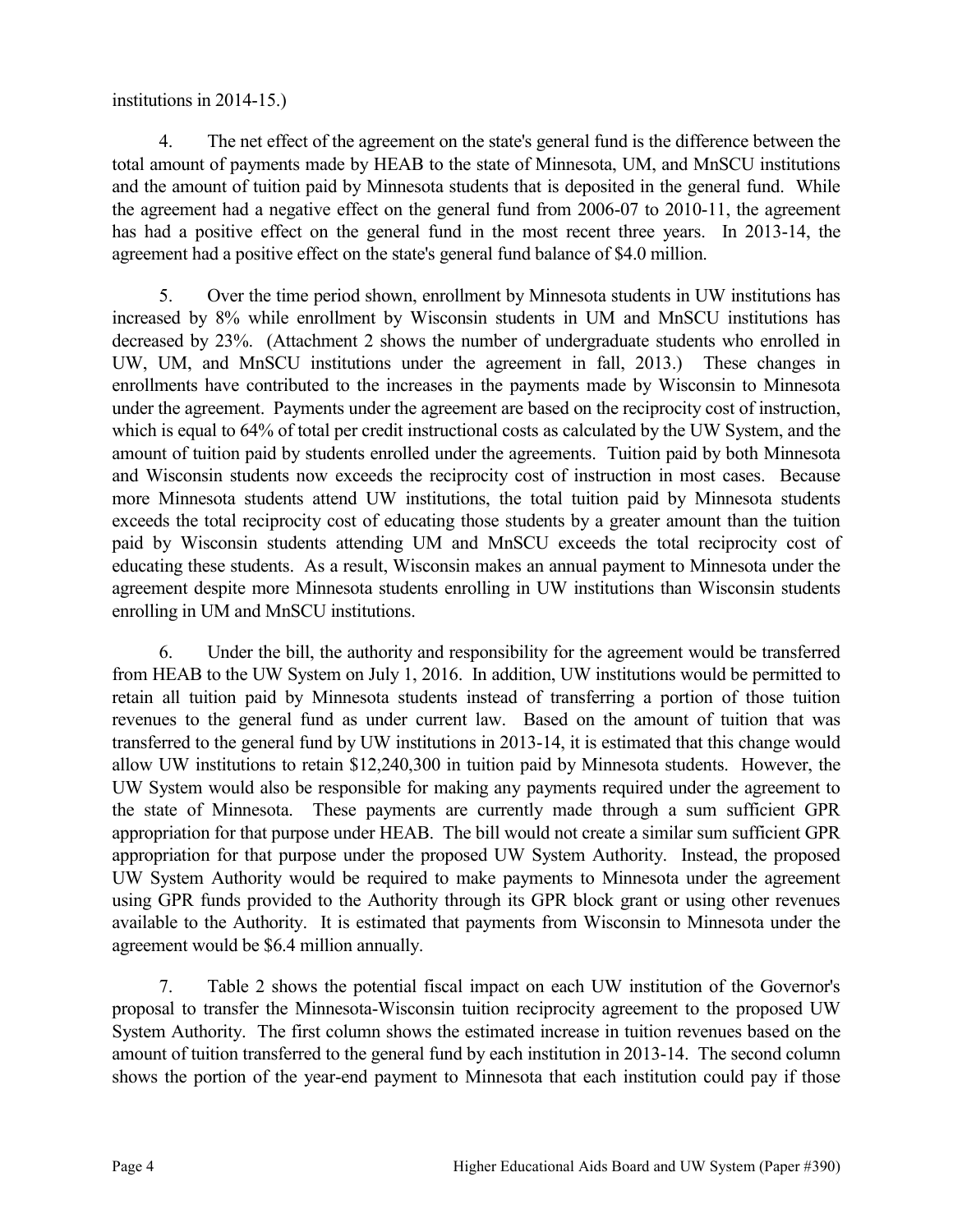institutions in 2014-15.)

4. The net effect of the agreement on the state's general fund is the difference between the total amount of payments made by HEAB to the state of Minnesota, UM, and MnSCU institutions and the amount of tuition paid by Minnesota students that is deposited in the general fund. While the agreement had a negative effect on the general fund from 2006-07 to 2010-11, the agreement has had a positive effect on the general fund in the most recent three years. In 2013-14, the agreement had a positive effect on the state's general fund balance of $4.0 million.

5. Over the time period shown, enrollment by Minnesota students in UW institutions has increased by 8% while enrollment by Wisconsin students in UM and MnSCU institutions has decreased by 23%. (Attachment 2 shows the number of undergraduate students who enrolled in UW, UM, and MnSCU institutions under the agreement in fall, 2013.) These changes in enrollments have contributed to the increases in the payments made by Wisconsin to Minnesota under the agreement. Payments under the agreement are based on the reciprocity cost of instruction, which is equal to 64% of total per credit instructional costs as calculated by the UW System, and the amount of tuition paid by students enrolled under the agreements. Tuition paid by both Minnesota and Wisconsin students now exceeds the reciprocity cost of instruction in most cases. Because more Minnesota students attend UW institutions, the total tuition paid by Minnesota students exceeds the total reciprocity cost of educating those students by a greater amount than the tuition paid by Wisconsin students attending UM and MnSCU exceeds the total reciprocity cost of educating these students. As a result, Wisconsin makes an annual payment to Minnesota under the agreement despite more Minnesota students enrolling in UW institutions than Wisconsin students enrolling in UM and MnSCU institutions.

6. Under the bill, the authority and responsibility for the agreement would be transferred from HEAB to the UW System on July 1, 2016. In addition, UW institutions would be permitted to retain all tuition paid by Minnesota students instead of transferring a portion of those tuition revenues to the general fund as under current law. Based on the amount of tuition that was transferred to the general fund by UW institutions in 2013-14, it is estimated that this change would allow UW institutions to retain $12,240,300 in tuition paid by Minnesota students. However, the UW System would also be responsible for making any payments required under the agreement to the state of Minnesota. These payments are currently made through a sum sufficient GPR appropriation for that purpose under HEAB. The bill would not create a similar sum sufficient GPR appropriation for that purpose under the proposed UW System Authority. Instead, the proposed UW System Authority would be required to make payments to Minnesota under the agreement using GPR funds provided to the Authority through its GPR block grant or using other revenues available to the Authority. It is estimated that payments from Wisconsin to Minnesota under the agreement would be $6.4 million annually.

7. Table 2 shows the potential fiscal impact on each UW institution of the Governor's proposal to transfer the Minnesota-Wisconsin tuition reciprocity agreement to the proposed UW System Authority. The first column shows the estimated increase in tuition revenues based on the amount of tuition transferred to the general fund by each institution in 2013-14. The second column shows the portion of the year-end payment to Minnesota that each institution could pay if those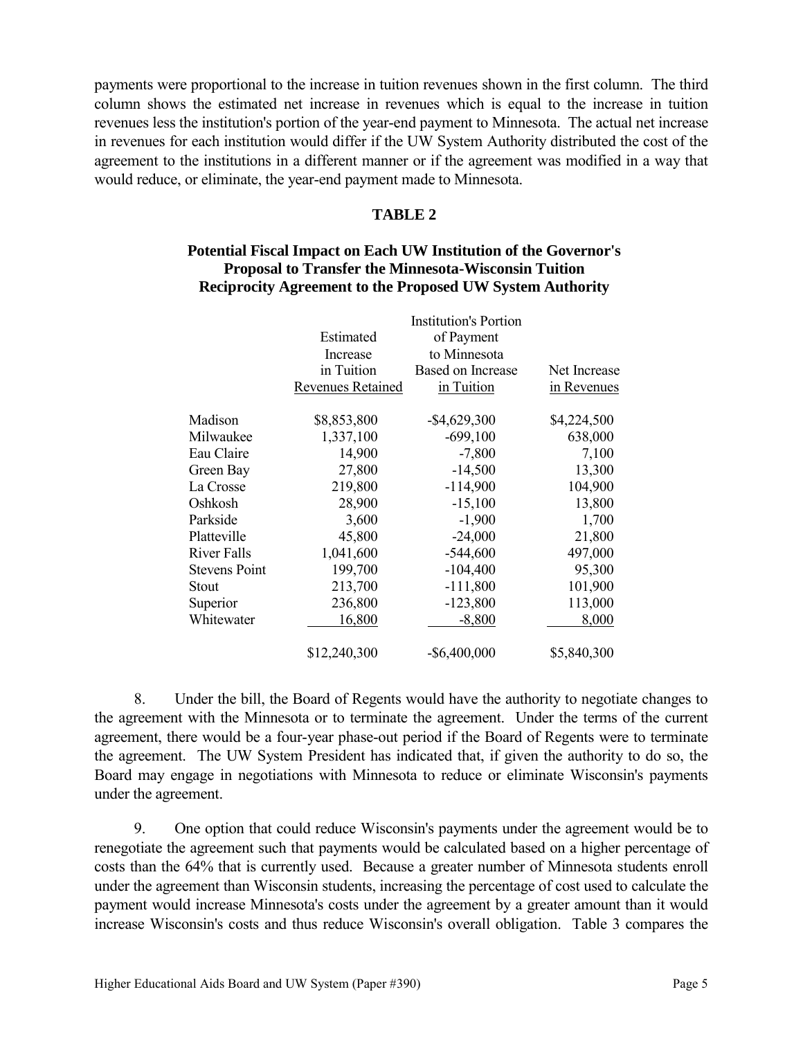payments were proportional to the increase in tuition revenues shown in the first column. The third column shows the estimated net increase in revenues which is equal to the increase in tuition revenues less the institution's portion of the year-end payment to Minnesota. The actual net increase in revenues for each institution would differ if the UW System Authority distributed the cost of the agreement to the institutions in a different manner or if the agreement was modified in a way that would reduce, or eliminate, the year-end payment made to Minnesota.

**TABLE 2**

**Potential Fiscal Impact on Each UW Institution of the Governor's Proposal to Transfer the Minnesota-Wisconsin Tuition Reciprocity Agreement to the Proposed UW System Authority**

| | Estimated Increase in Tuition Revenues Retained | Institution's Portion of Payment to Minnesota Based on Increase in Tuition | Net Increase in Revenues |
|---|---|---|---|
| Madison | $8,853,800 | -$4,629,300 | $4,224,500 |
| Milwaukee | 1,337,100 | -699,100 | 638,000 |
| Eau Claire | 14,900 | -7,800 | 7,100 |
| Green Bay | 27,800 | -14,500 | 13,300 |
| La Crosse | 219,800 | -114,900 | 104,900 |
| Oshkosh | 28,900 | -15,100 | 13,800 |
| Parkside | 3,600 | -1,900 | 1,700 |
| Platteville | 45,800 | -24,000 | 21,800 |
| River Falls | 1,041,600 | -544,600 | 497,000 |
| Stevens Point | 199,700 | -104,400 | 95,300 |
| Stout | 213,700 | -111,800 | 101,900 |
| Superior | 236,800 | -123,800 | 113,000 |
| Whitewater | 16,800 | -8,800 | 8,000 |
| | $12,240,300 | -$6,400,000 | $5,840,300 |

8. Under the bill, the Board of Regents would have the authority to negotiate changes to the agreement with the Minnesota or to terminate the agreement. Under the terms of the current agreement, there would be a four-year phase-out period if the Board of Regents were to terminate the agreement. The UW System President has indicated that, if given the authority to do so, the Board may engage in negotiations with Minnesota to reduce or eliminate Wisconsin's payments under the agreement.

9. One option that could reduce Wisconsin's payments under the agreement would be to renegotiate the agreement such that payments would be calculated based on a higher percentage of costs than the 64% that is currently used. Because a greater number of Minnesota students enroll under the agreement than Wisconsin students, increasing the percentage of cost used to calculate the payment would increase Minnesota's costs under the agreement by a greater amount than it would increase Wisconsin's costs and thus reduce Wisconsin's overall obligation. Table 3 compares the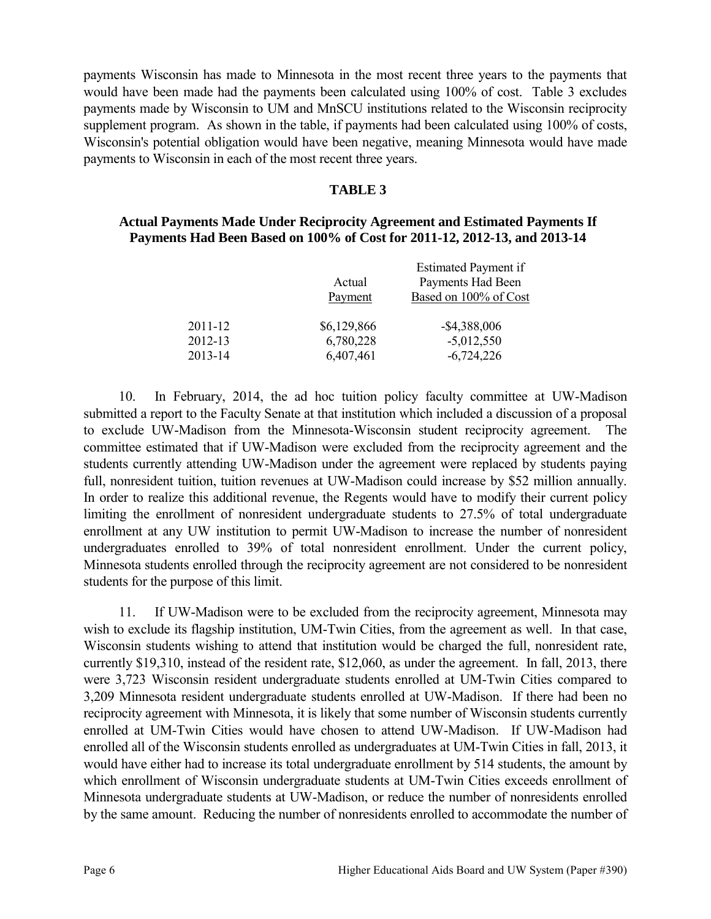payments Wisconsin has made to Minnesota in the most recent three years to the payments that would have been made had the payments been calculated using 100% of cost. Table 3 excludes payments made by Wisconsin to UM and MnSCU institutions related to the Wisconsin reciprocity supplement program. As shown in the table, if payments had been calculated using 100% of costs, Wisconsin's potential obligation would have been negative, meaning Minnesota would have made payments to Wisconsin in each of the most recent three years.

**TABLE 3**

**Actual Payments Made Under Reciprocity Agreement and Estimated Payments If Payments Had Been Based on 100% of Cost for 2011-12, 2012-13, and 2013-14**

| | Actual Payment | Estimated Payment if Payments Had Been Based on 100% of Cost |
|---|---|---|
| 2011-12 | $6,129,866 | -$4,388,006 |
| 2012-13 | 6,780,228 | -5,012,550 |
| 2013-14 | 6,407,461 | -6,724,226 |

10. In February, 2014, the ad hoc tuition policy faculty committee at UW-Madison submitted a report to the Faculty Senate at that institution which included a discussion of a proposal to exclude UW-Madison from the Minnesota-Wisconsin student reciprocity agreement. The committee estimated that if UW-Madison were excluded from the reciprocity agreement and the students currently attending UW-Madison under the agreement were replaced by students paying full, nonresident tuition, tuition revenues at UW-Madison could increase by $52 million annually. In order to realize this additional revenue, the Regents would have to modify their current policy limiting the enrollment of nonresident undergraduate students to 27.5% of total undergraduate enrollment at any UW institution to permit UW-Madison to increase the number of nonresident undergraduates enrolled to 39% of total nonresident enrollment. Under the current policy, Minnesota students enrolled through the reciprocity agreement are not considered to be nonresident students for the purpose of this limit.

11. If UW-Madison were to be excluded from the reciprocity agreement, Minnesota may wish to exclude its flagship institution, UM-Twin Cities, from the agreement as well. In that case, Wisconsin students wishing to attend that institution would be charged the full, nonresident rate, currently $19,310, instead of the resident rate, $12,060, as under the agreement. In fall, 2013, there were 3,723 Wisconsin resident undergraduate students enrolled at UM-Twin Cities compared to 3,209 Minnesota resident undergraduate students enrolled at UW-Madison. If there had been no reciprocity agreement with Minnesota, it is likely that some number of Wisconsin students currently enrolled at UM-Twin Cities would have chosen to attend UW-Madison. If UW-Madison had enrolled all of the Wisconsin students enrolled as undergraduates at UM-Twin Cities in fall, 2013, it would have either had to increase its total undergraduate enrollment by 514 students, the amount by which enrollment of Wisconsin undergraduate students at UM-Twin Cities exceeds enrollment of Minnesota undergraduate students at UW-Madison, or reduce the number of nonresidents enrolled by the same amount. Reducing the number of nonresidents enrolled to accommodate the number of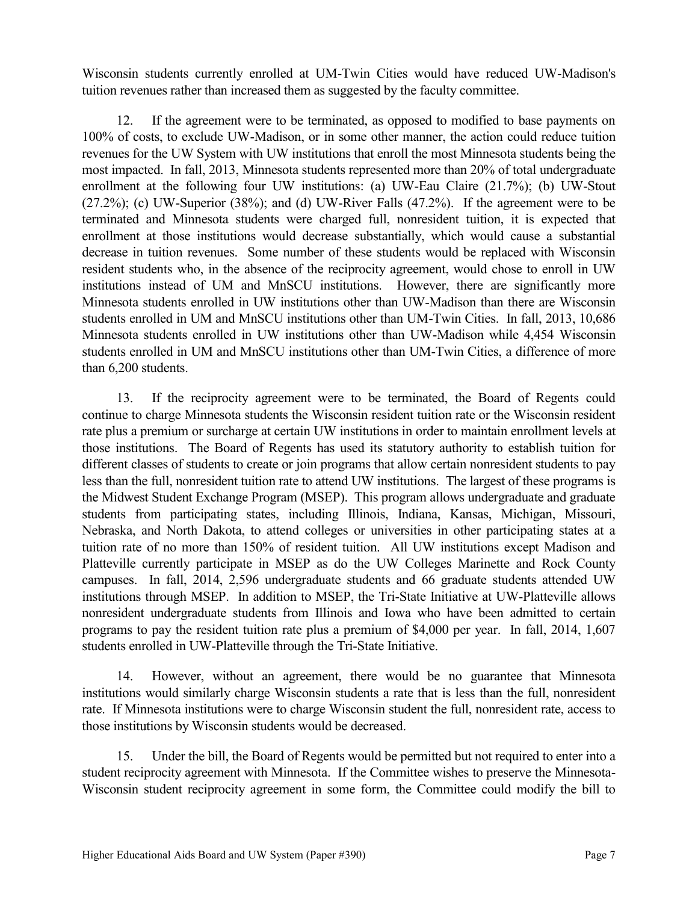Wisconsin students currently enrolled at UM-Twin Cities would have reduced UW-Madison's tuition revenues rather than increased them as suggested by the faculty committee.

12. If the agreement were to be terminated, as opposed to modified to base payments on 100% of costs, to exclude UW-Madison, or in some other manner, the action could reduce tuition revenues for the UW System with UW institutions that enroll the most Minnesota students being the most impacted. In fall, 2013, Minnesota students represented more than 20% of total undergraduate enrollment at the following four UW institutions: (a) UW-Eau Claire (21.7%); (b) UW-Stout (27.2%); (c) UW-Superior (38%); and (d) UW-River Falls (47.2%). If the agreement were to be terminated and Minnesota students were charged full, nonresident tuition, it is expected that enrollment at those institutions would decrease substantially, which would cause a substantial decrease in tuition revenues. Some number of these students would be replaced with Wisconsin resident students who, in the absence of the reciprocity agreement, would chose to enroll in UW institutions instead of UM and MnSCU institutions. However, there are significantly more Minnesota students enrolled in UW institutions other than UW-Madison than there are Wisconsin students enrolled in UM and MnSCU institutions other than UM-Twin Cities. In fall, 2013, 10,686 Minnesota students enrolled in UW institutions other than UW-Madison while 4,454 Wisconsin students enrolled in UM and MnSCU institutions other than UM-Twin Cities, a difference of more than 6,200 students.

13. If the reciprocity agreement were to be terminated, the Board of Regents could continue to charge Minnesota students the Wisconsin resident tuition rate or the Wisconsin resident rate plus a premium or surcharge at certain UW institutions in order to maintain enrollment levels at those institutions. The Board of Regents has used its statutory authority to establish tuition for different classes of students to create or join programs that allow certain nonresident students to pay less than the full, nonresident tuition rate to attend UW institutions. The largest of these programs is the Midwest Student Exchange Program (MSEP). This program allows undergraduate and graduate students from participating states, including Illinois, Indiana, Kansas, Michigan, Missouri, Nebraska, and North Dakota, to attend colleges or universities in other participating states at a tuition rate of no more than 150% of resident tuition. All UW institutions except Madison and Platteville currently participate in MSEP as do the UW Colleges Marinette and Rock County campuses. In fall, 2014, 2,596 undergraduate students and 66 graduate students attended UW institutions through MSEP. In addition to MSEP, the Tri-State Initiative at UW-Platteville allows nonresident undergraduate students from Illinois and Iowa who have been admitted to certain programs to pay the resident tuition rate plus a premium of $4,000 per year. In fall, 2014, 1,607 students enrolled in UW-Platteville through the Tri-State Initiative.

14. However, without an agreement, there would be no guarantee that Minnesota institutions would similarly charge Wisconsin students a rate that is less than the full, nonresident rate. If Minnesota institutions were to charge Wisconsin student the full, nonresident rate, access to those institutions by Wisconsin students would be decreased.

15. Under the bill, the Board of Regents would be permitted but not required to enter into a student reciprocity agreement with Minnesota. If the Committee wishes to preserve the Minnesota-Wisconsin student reciprocity agreement in some form, the Committee could modify the bill to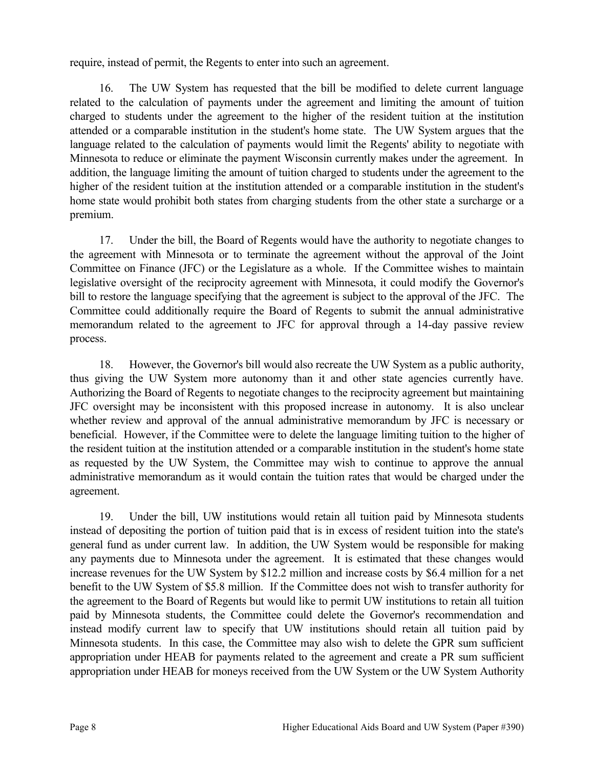require, instead of permit, the Regents to enter into such an agreement.

16. The UW System has requested that the bill be modified to delete current language related to the calculation of payments under the agreement and limiting the amount of tuition charged to students under the agreement to the higher of the resident tuition at the institution attended or a comparable institution in the student's home state. The UW System argues that the language related to the calculation of payments would limit the Regents' ability to negotiate with Minnesota to reduce or eliminate the payment Wisconsin currently makes under the agreement. In addition, the language limiting the amount of tuition charged to students under the agreement to the higher of the resident tuition at the institution attended or a comparable institution in the student's home state would prohibit both states from charging students from the other state a surcharge or a premium.

17. Under the bill, the Board of Regents would have the authority to negotiate changes to the agreement with Minnesota or to terminate the agreement without the approval of the Joint Committee on Finance (JFC) or the Legislature as a whole. If the Committee wishes to maintain legislative oversight of the reciprocity agreement with Minnesota, it could modify the Governor's bill to restore the language specifying that the agreement is subject to the approval of the JFC. The Committee could additionally require the Board of Regents to submit the annual administrative memorandum related to the agreement to JFC for approval through a 14-day passive review process.

18. However, the Governor's bill would also recreate the UW System as a public authority, thus giving the UW System more autonomy than it and other state agencies currently have. Authorizing the Board of Regents to negotiate changes to the reciprocity agreement but maintaining JFC oversight may be inconsistent with this proposed increase in autonomy. It is also unclear whether review and approval of the annual administrative memorandum by JFC is necessary or beneficial. However, if the Committee were to delete the language limiting tuition to the higher of the resident tuition at the institution attended or a comparable institution in the student's home state as requested by the UW System, the Committee may wish to continue to approve the annual administrative memorandum as it would contain the tuition rates that would be charged under the agreement.

19. Under the bill, UW institutions would retain all tuition paid by Minnesota students instead of depositing the portion of tuition paid that is in excess of resident tuition into the state's general fund as under current law. In addition, the UW System would be responsible for making any payments due to Minnesota under the agreement. It is estimated that these changes would increase revenues for the UW System by $12.2 million and increase costs by $6.4 million for a net benefit to the UW System of $5.8 million. If the Committee does not wish to transfer authority for the agreement to the Board of Regents but would like to permit UW institutions to retain all tuition paid by Minnesota students, the Committee could delete the Governor's recommendation and instead modify current law to specify that UW institutions should retain all tuition paid by Minnesota students. In this case, the Committee may also wish to delete the GPR sum sufficient appropriation under HEAB for payments related to the agreement and create a PR sum sufficient appropriation under HEAB for moneys received from the UW System or the UW System Authority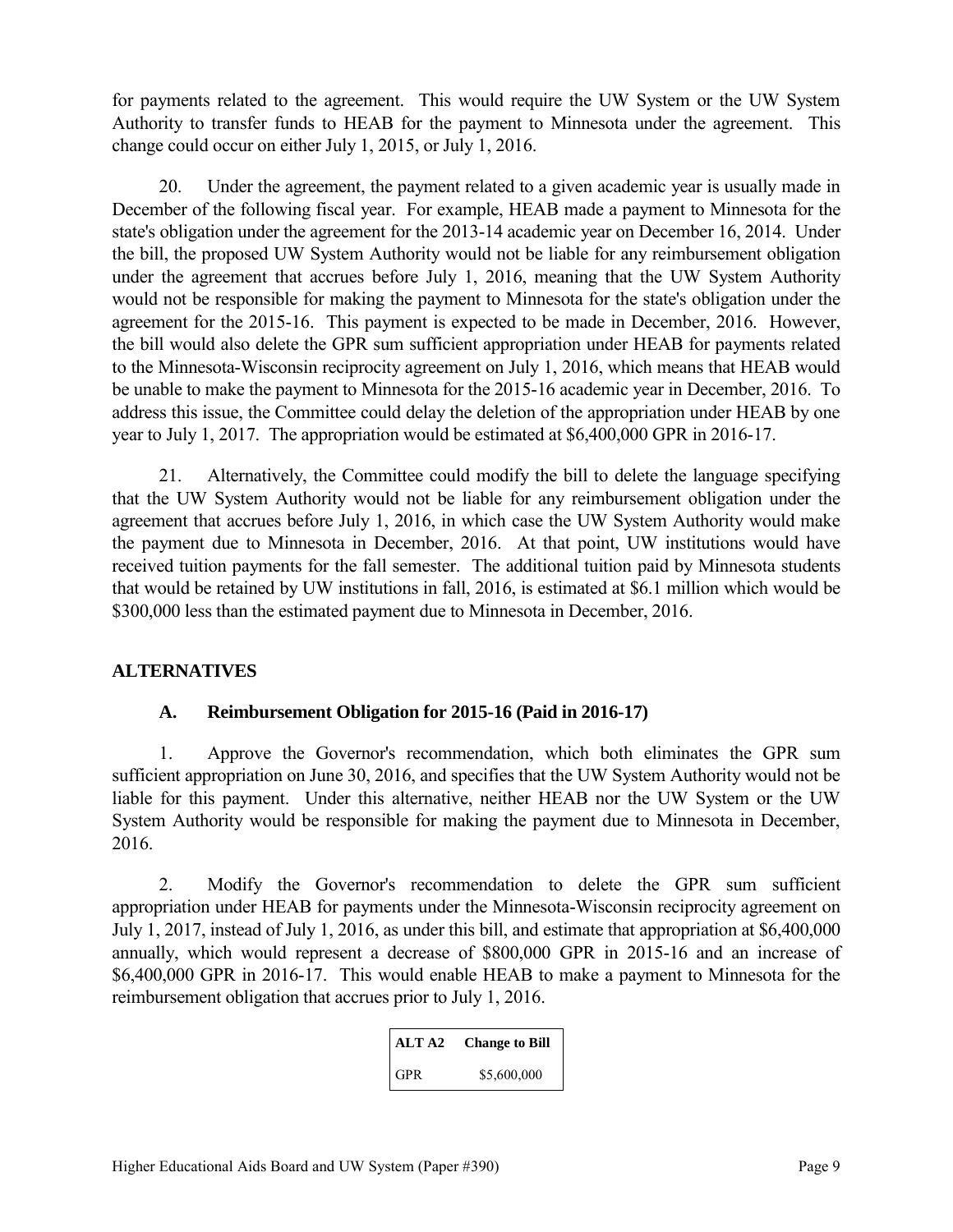for payments related to the agreement. This would require the UW System or the UW System Authority to transfer funds to HEAB for the payment to Minnesota under the agreement. This change could occur on either July 1, 2015, or July 1, 2016.

20. Under the agreement, the payment related to a given academic year is usually made in December of the following fiscal year. For example, HEAB made a payment to Minnesota for the state's obligation under the agreement for the 2013-14 academic year on December 16, 2014. Under the bill, the proposed UW System Authority would not be liable for any reimbursement obligation under the agreement that accrues before July 1, 2016, meaning that the UW System Authority would not be responsible for making the payment to Minnesota for the state's obligation under the agreement for the 2015-16. This payment is expected to be made in December, 2016. However, the bill would also delete the GPR sum sufficient appropriation under HEAB for payments related to the Minnesota-Wisconsin reciprocity agreement on July 1, 2016, which means that HEAB would be unable to make the payment to Minnesota for the 2015-16 academic year in December, 2016. To address this issue, the Committee could delay the deletion of the appropriation under HEAB by one year to July 1, 2017. The appropriation would be estimated at $6,400,000 GPR in 2016-17.

21. Alternatively, the Committee could modify the bill to delete the language specifying that the UW System Authority would not be liable for any reimbursement obligation under the agreement that accrues before July 1, 2016, in which case the UW System Authority would make the payment due to Minnesota in December, 2016. At that point, UW institutions would have received tuition payments for the fall semester. The additional tuition paid by Minnesota students that would be retained by UW institutions in fall, 2016, is estimated at $6.1 million which would be $300,000 less than the estimated payment due to Minnesota in December, 2016.

## ALTERNATIVES

### A. Reimbursement Obligation for 2015-16 (Paid in 2016-17)

1. Approve the Governor's recommendation, which both eliminates the GPR sum sufficient appropriation on June 30, 2016, and specifies that the UW System Authority would not be liable for this payment. Under this alternative, neither HEAB nor the UW System or the UW System Authority would be responsible for making the payment due to Minnesota in December, 2016.

2. Modify the Governor's recommendation to delete the GPR sum sufficient appropriation under HEAB for payments under the Minnesota-Wisconsin reciprocity agreement on July 1, 2017, instead of July 1, 2016, as under this bill, and estimate that appropriation at $6,400,000 annually, which would represent a decrease of $800,000 GPR in 2015-16 and an increase of $6,400,000 GPR in 2016-17. This would enable HEAB to make a payment to Minnesota for the reimbursement obligation that accrues prior to July 1, 2016.

| ALT A2 | Change to Bill |
|---|---|
| GPR | $5,600,000 |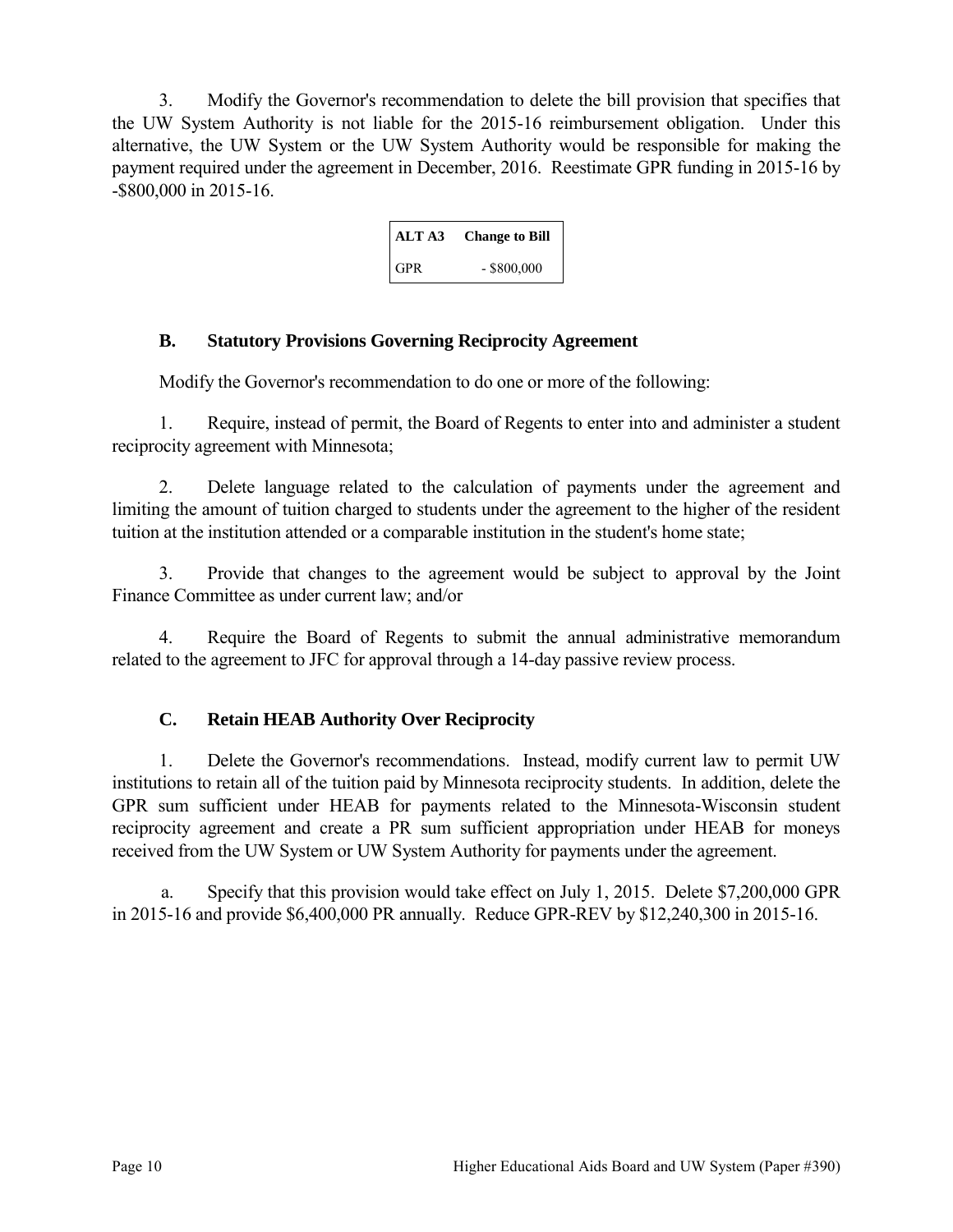3. Modify the Governor's recommendation to delete the bill provision that specifies that the UW System Authority is not liable for the 2015-16 reimbursement obligation. Under this alternative, the UW System or the UW System Authority would be responsible for making the payment required under the agreement in December, 2016. Reestimate GPR funding in 2015-16 by -$800,000 in 2015-16.

| ALT A3 | Change to Bill |
|---|---|
| GPR | - $800,000 |

## B. Statutory Provisions Governing Reciprocity Agreement

Modify the Governor's recommendation to do one or more of the following:

1. Require, instead of permit, the Board of Regents to enter into and administer a student reciprocity agreement with Minnesota;

2. Delete language related to the calculation of payments under the agreement and limiting the amount of tuition charged to students under the agreement to the higher of the resident tuition at the institution attended or a comparable institution in the student's home state;

3. Provide that changes to the agreement would be subject to approval by the Joint Finance Committee as under current law; and/or

4. Require the Board of Regents to submit the annual administrative memorandum related to the agreement to JFC for approval through a 14-day passive review process.

## C. Retain HEAB Authority Over Reciprocity

1. Delete the Governor's recommendations. Instead, modify current law to permit UW institutions to retain all of the tuition paid by Minnesota reciprocity students. In addition, delete the GPR sum sufficient under HEAB for payments related to the Minnesota-Wisconsin student reciprocity agreement and create a PR sum sufficient appropriation under HEAB for moneys received from the UW System or UW System Authority for payments under the agreement.

a. Specify that this provision would take effect on July 1, 2015. Delete $7,200,000 GPR in 2015-16 and provide $6,400,000 PR annually. Reduce GPR-REV by $12,240,300 in 2015-16.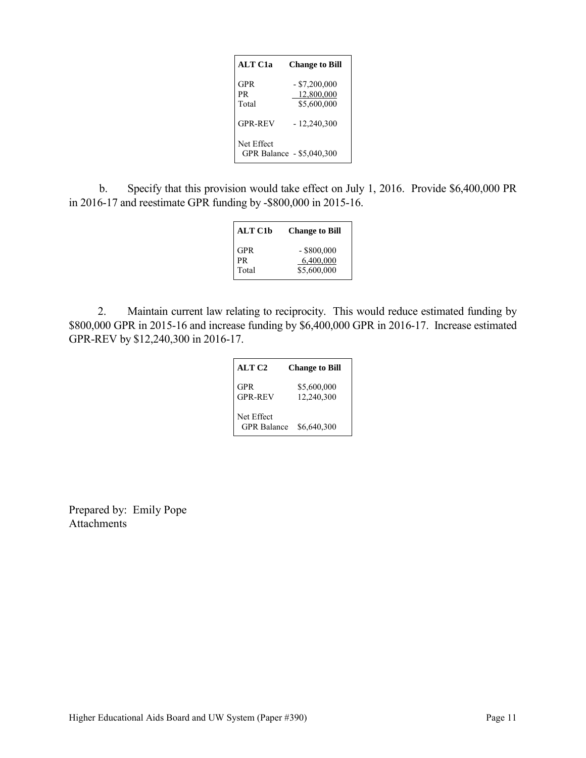| ALT C1a | Change to Bill |
|---|---|
| GPR | - $7,200,000 |
| PR | 12,800,000 |
| Total | $5,600,000 |
| | |
| GPR-REV | - 12,240,300 |
| | |
| Net Effect GPR Balance | - $5,040,300 |

b. Specify that this provision would take effect on July 1, 2016. Provide $6,400,000 PR in 2016-17 and reestimate GPR funding by -$800,000 in 2015-16.

| ALT C1b | Change to Bill |
|---|---|
| GPR | - $800,000 |
| PR | 6,400,000 |
| Total | $5,600,000 |

2. Maintain current law relating to reciprocity. This would reduce estimated funding by $800,000 GPR in 2015-16 and increase funding by $6,400,000 GPR in 2016-17. Increase estimated GPR-REV by $12,240,300 in 2016-17.

| ALT C2 | Change to Bill |
|---|---|
| GPR | $5,600,000 |
| GPR-REV | 12,240,300 |
| | |
| Net Effect GPR Balance | $6,640,300 |

Prepared by: Emily Pope
Attachments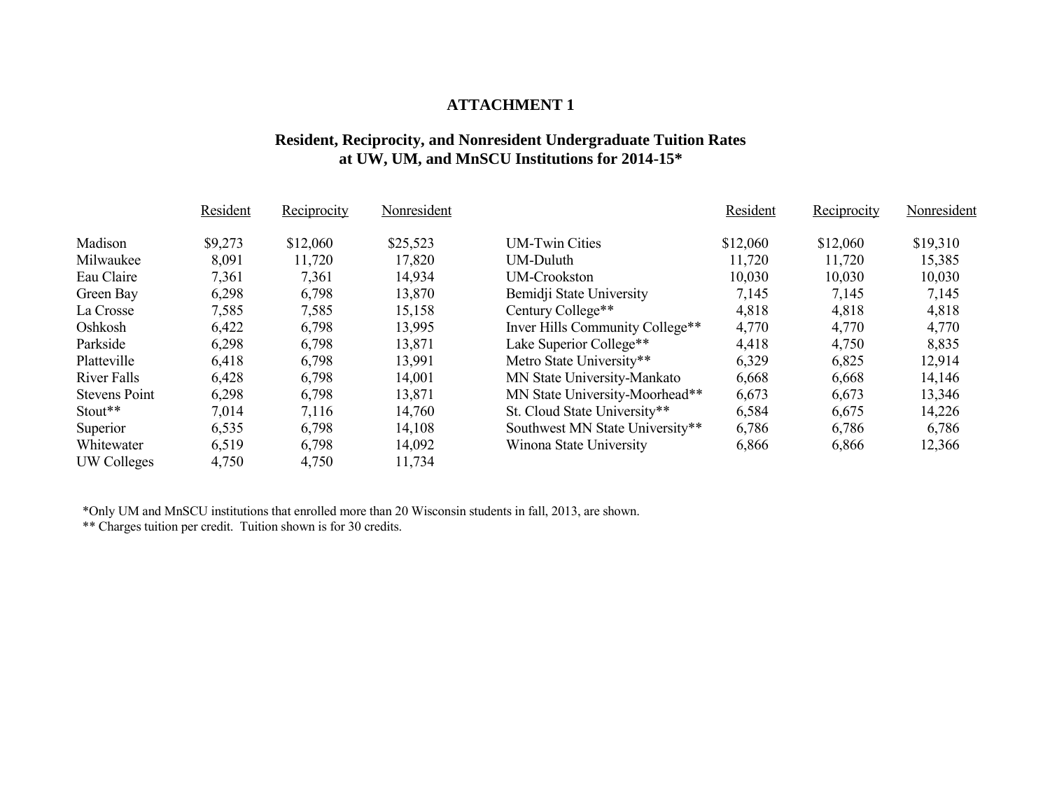# ATTACHMENT 1

## Resident, Reciprocity, and Nonresident Undergraduate Tuition Rates at UW, UM, and MnSCU Institutions for 2014-15*

| | Resident | Reciprocity | Nonresident |
|---|---|---|---|
| Madison | $9,273 | $12,060 | $25,523 |
| Milwaukee | 8,091 | 11,720 | 17,820 |
| Eau Claire | 7,361 | 7,361 | 14,934 |
| Green Bay | 6,298 | 6,798 | 13,870 |
| La Crosse | 7,585 | 7,585 | 15,158 |
| Oshkosh | 6,422 | 6,798 | 13,995 |
| Parkside | 6,298 | 6,798 | 13,871 |
| Platteville | 6,418 | 6,798 | 13,991 |
| River Falls | 6,428 | 6,798 | 14,001 |
| Stevens Point | 6,298 | 6,798 | 13,871 |
| Stout** | 7,014 | 7,116 | 14,760 |
| Superior | 6,535 | 6,798 | 14,108 |
| Whitewater | 6,519 | 6,798 | 14,092 |
| UW Colleges | 4,750 | 4,750 | 11,734 |

| | Resident | Reciprocity | Nonresident |
|---|---|---|---|
| UM-Twin Cities | $12,060 | $12,060 | $19,310 |
| UM-Duluth | 11,720 | 11,720 | 15,385 |
| UM-Crookston | 10,030 | 10,030 | 10,030 |
| Bemidji State University | 7,145 | 7,145 | 7,145 |
| Century College** | 4,818 | 4,818 | 4,818 |
| Inver Hills Community College** | 4,770 | 4,770 | 4,770 |
| Lake Superior College** | 4,418 | 4,750 | 8,835 |
| Metro State University** | 6,329 | 6,825 | 12,914 |
| MN State University-Mankato | 6,668 | 6,668 | 14,146 |
| MN State University-Moorhead** | 6,673 | 6,673 | 13,346 |
| St. Cloud State University** | 6,584 | 6,675 | 14,226 |
| Southwest MN State University** | 6,786 | 6,786 | 6,786 |
| Winona State University | 6,866 | 6,866 | 12,366 |

*Only UM and MnSCU institutions that enrolled more than 20 Wisconsin students in fall, 2013, are shown.

** Charges tuition per credit. Tuition shown is for 30 credits.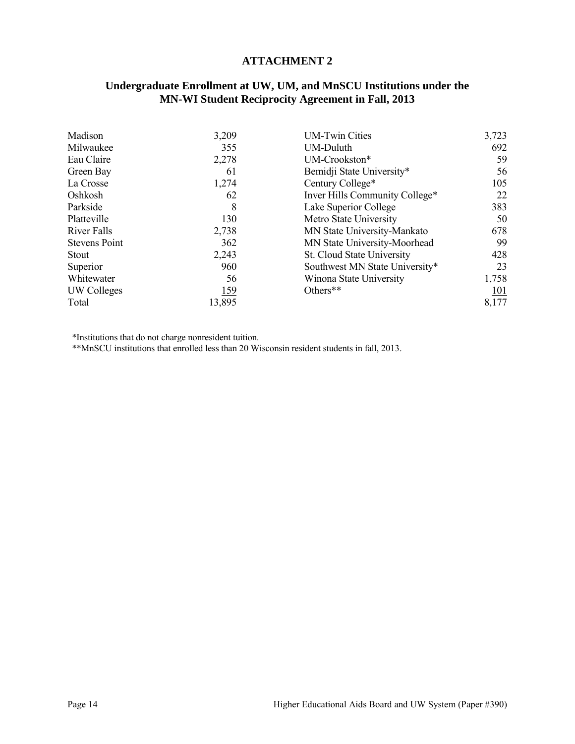**ATTACHMENT 2**

**Undergraduate Enrollment at UW, UM, and MnSCU Institutions under the MN-WI Student Reciprocity Agreement in Fall, 2013**

| | | | |
|---|---|---|---|
| Madison | 3,209 | UM-Twin Cities | 3,723 |
| Milwaukee | 355 | UM-Duluth | 692 |
| Eau Claire | 2,278 | UM-Crookston* | 59 |
| Green Bay | 61 | Bemidji State University* | 56 |
| La Crosse | 1,274 | Century College* | 105 |
| Oshkosh | 62 | Inver Hills Community College* | 22 |
| Parkside | 8 | Lake Superior College | 383 |
| Platteville | 130 | Metro State University | 50 |
| River Falls | 2,738 | MN State University-Mankato | 678 |
| Stevens Point | 362 | MN State University-Moorhead | 99 |
| Stout | 2,243 | St. Cloud State University | 428 |
| Superior | 960 | Southwest MN State University* | 23 |
| Whitewater | 56 | Winona State University | 1,758 |
| UW Colleges | 159 | Others** | 101 |
| Total | 13,895 | | 8,177 |

*Institutions that do not charge nonresident tuition.

**MnSCU institutions that enrolled less than 20 Wisconsin resident students in fall, 2013.